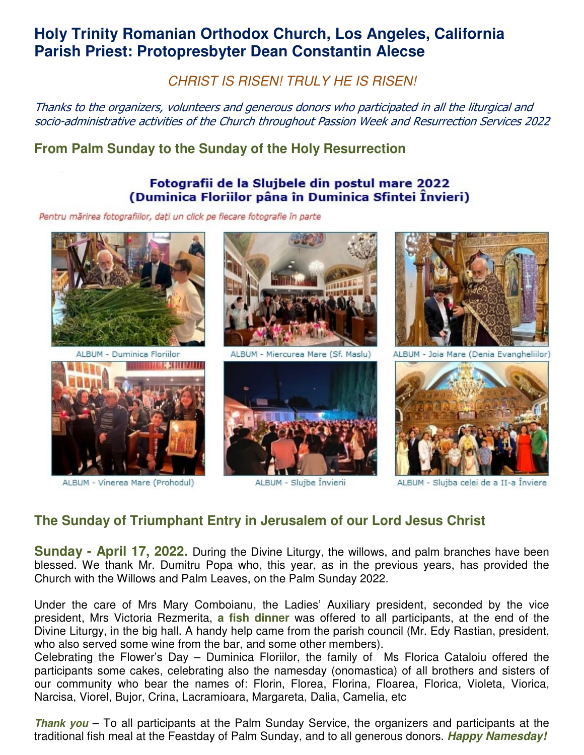# Holy Trinity Romanian Orthodox Church, Los Angeles, California
# Parish Priest: Protopresbyter Dean Constantin Alecse

*CHRIST IS RISEN! TRULY HE IS RISEN!*

*Thanks to the organizers, volunteers and generous donors who participated in all the liturgical and socio-administrative activities of the Church throughout Passion Week and Resurrection Services 2022*

## From Palm Sunday to the Sunday of the Holy Resurrection

**Fotografii de la Slujbele din postul mare 2022 (Duminica Floriilor până în Duminica Sfintei Învieri)**

*Pentru mărirea fotografiilor, dați un click pe fiecare fotografie în parte*

ALBUM - Duminica Floriilor

ALBUM - Miercurea Mare (Sf. Maslu)

ALBUM - Joia Mare (Denia Evangheliilor)

ALBUM - Vinerea Mare (Prohodul)

ALBUM - Slujbe Învierii

ALBUM - Slujba celei de a II-a Înviere

## The Sunday of Triumphant Entry in Jerusalem of our Lord Jesus Christ

**Sunday - April 17, 2022.** During the Divine Liturgy, the willows, and palm branches have been blessed. We thank Mr. Dumitru Popa who, this year, as in the previous years, has provided the Church with the Willows and Palm Leaves, on the Palm Sunday 2022.

Under the care of Mrs Mary Comboianu, the Ladies' Auxiliary president, seconded by the vice president, Mrs Victoria Rezmerita, **a fish dinner** was offered to all participants, at the end of the Divine Liturgy, in the big hall. A handy help came from the parish council (Mr. Edy Rastian, president, who also served some wine from the bar, and some other members).
Celebrating the Flower's Day – Duminica Floriilor, the family of Ms Florica Cataloiu offered the participants some cakes, celebrating also the namesday (onomastica) of all brothers and sisters of our community who bear the names of: Florin, Florea, Florina, Floarea, Florica, Violeta, Viorica, Narcisa, Viorel, Bujor, Crina, Lacramioara, Margareta, Dalia, Camelia, etc

***Thank you*** – To all participants at the Palm Sunday Service, the organizers and participants at the traditional fish meal at the Feastday of Palm Sunday, and to all generous donors. ***Happy Namesday!***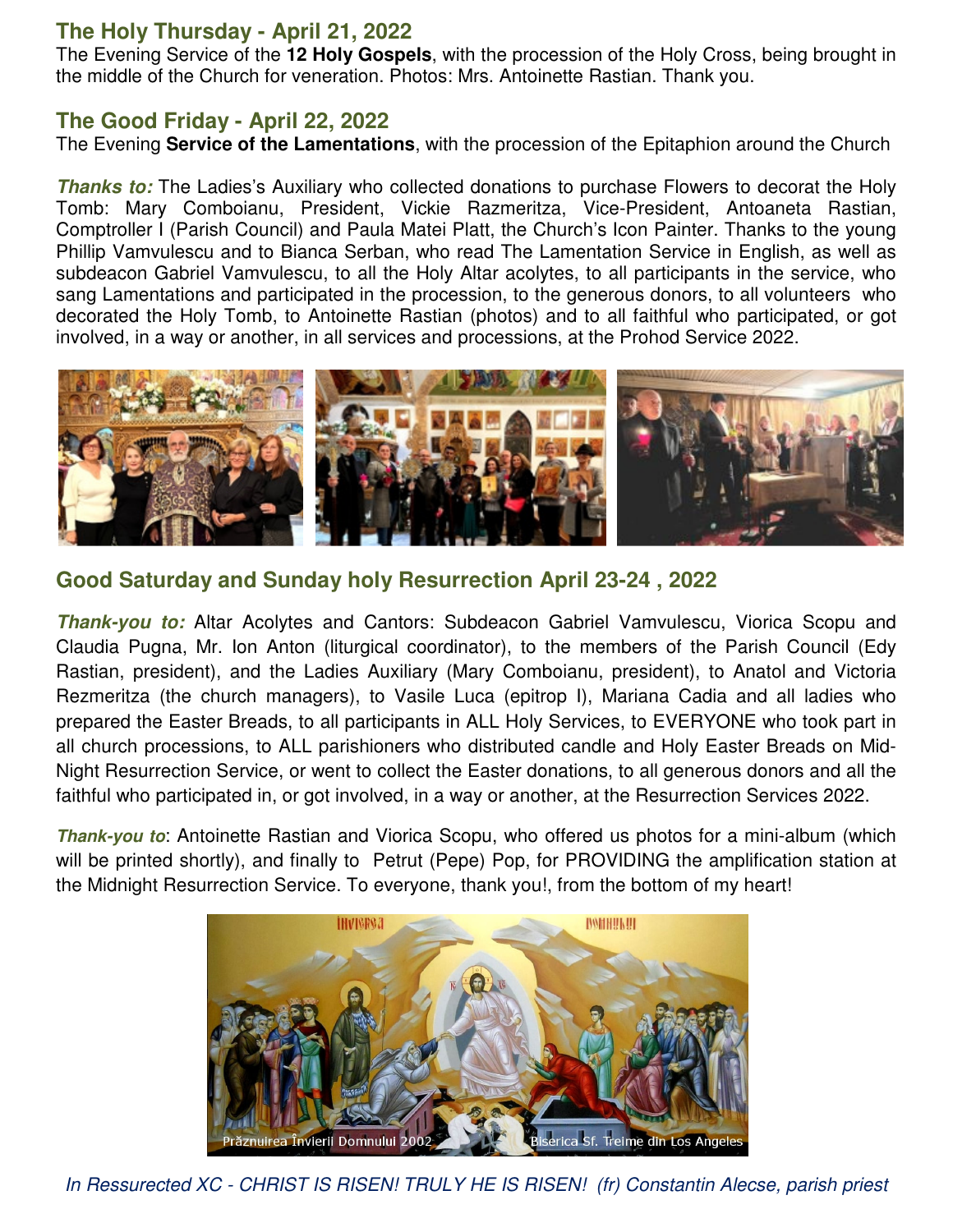## The Holy Thursday - April 21, 2022

The Evening Service of the **12 Holy Gospels**, with the procession of the Holy Cross, being brought in the middle of the Church for veneration. Photos: Mrs. Antoinette Rastian. Thank you.

## The Good Friday - April 22, 2022

The Evening **Service of the Lamentations**, with the procession of the Epitaphion around the Church

***Thanks to:*** The Ladies's Auxiliary who collected donations to purchase Flowers to decorat the Holy Tomb: Mary Comboianu, President, Vickie Razmeritza, Vice-President, Antoaneta Rastian, Comptroller I (Parish Council) and Paula Matei Platt, the Church's Icon Painter. Thanks to the young Phillip Vamvulescu and to Bianca Serban, who read The Lamentation Service in English, as well as subdeacon Gabriel Vamvulescu, to all the Holy Altar acolytes, to all participants in the service, who sang Lamentations and participated in the procession, to the generous donors, to all volunteers who decorated the Holy Tomb, to Antoinette Rastian (photos) and to all faithful who participated, or got involved, in a way or another, in all services and processions, at the Prohod Service 2022.

## Good Saturday and Sunday holy Resurrection April 23-24 , 2022

***Thank-you to:*** Altar Acolytes and Cantors: Subdeacon Gabriel Vamvulescu, Viorica Scopu and Claudia Pugna, Mr. Ion Anton (liturgical coordinator), to the members of the Parish Council (Edy Rastian, president), and the Ladies Auxiliary (Mary Comboianu, president), to Anatol and Victoria Rezmeritza (the church managers), to Vasile Luca (epitrop I), Mariana Cadia and all ladies who prepared the Easter Breads, to all participants in ALL Holy Services, to EVERYONE who took part in all church processions, to ALL parishioners who distributed candle and Holy Easter Breads on Mid-Night Resurrection Service, or went to collect the Easter donations, to all generous donors and all the faithful who participated in, or got involved, in a way or another, at the Resurrection Services 2022.

***Thank-you to***: Antoinette Rastian and Viorica Scopu, who offered us photos for a mini-album (which will be printed shortly), and finally to Petrut (Pepe) Pop, for PROVIDING the amplification station at the Midnight Resurrection Service. To everyone, thank you!, from the bottom of my heart!

Prăznuirea Învierii Domnului 2002 Biserica Sf. Treime din Los Angeles

*In Ressurected XC - CHRIST IS RISEN! TRULY HE IS RISEN! (fr) Constantin Alecse, parish priest*